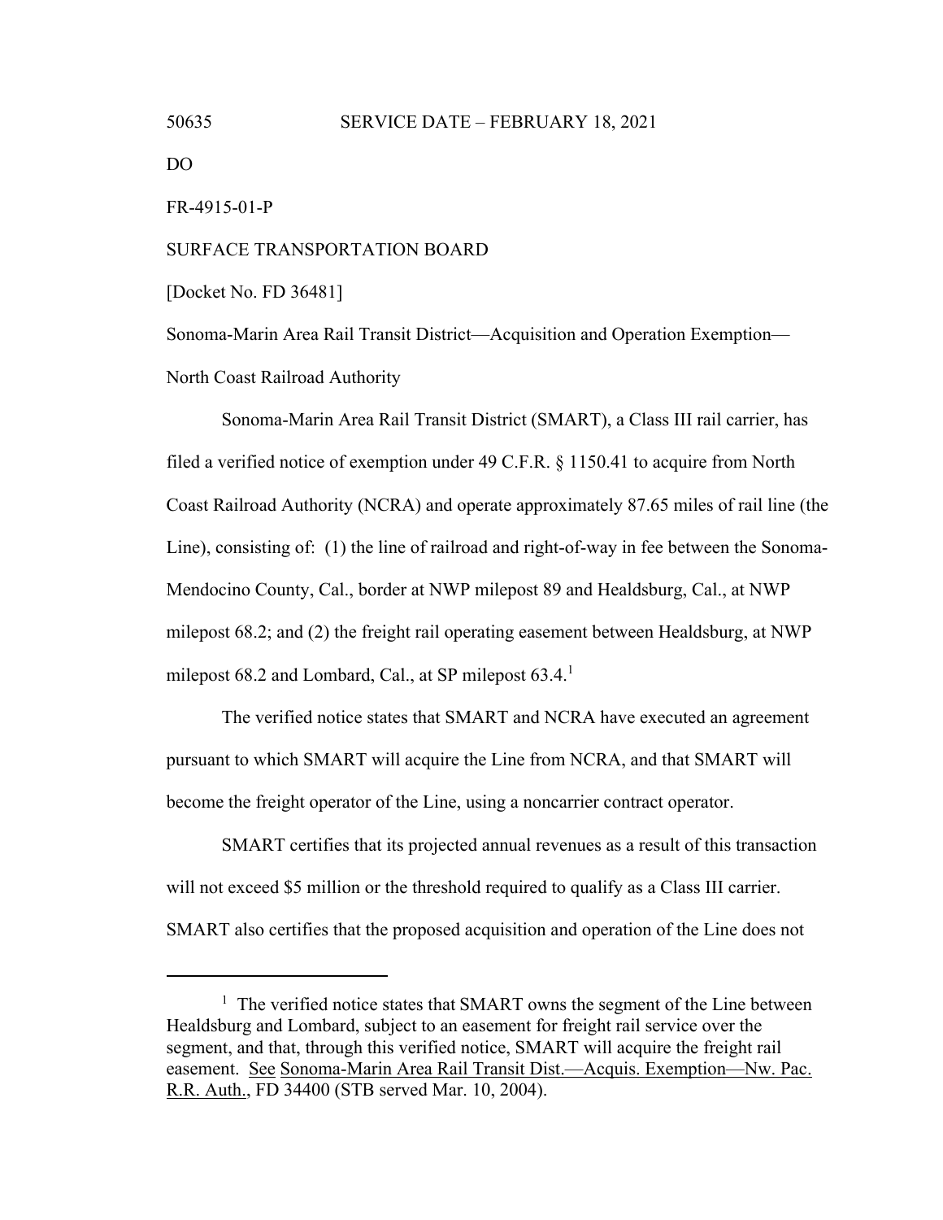50635 SERVICE DATE – FEBRUARY 18, 2021

DO

FR-4915-01-P

SURFACE TRANSPORTATION BOARD

[Docket No. FD 36481]

Sonoma-Marin Area Rail Transit District—Acquisition and Operation Exemption—North Coast Railroad Authority

Sonoma-Marin Area Rail Transit District (SMART), a Class III rail carrier, has filed a verified notice of exemption under 49 C.F.R. § 1150.41 to acquire from North Coast Railroad Authority (NCRA) and operate approximately 87.65 miles of rail line (the Line), consisting of: (1) the line of railroad and right-of-way in fee between the Sonoma-Mendocino County, Cal., border at NWP milepost 89 and Healdsburg, Cal., at NWP milepost 68.2; and (2) the freight rail operating easement between Healdsburg, at NWP milepost 68.2 and Lombard, Cal., at SP milepost 63.4.[1]

The verified notice states that SMART and NCRA have executed an agreement pursuant to which SMART will acquire the Line from NCRA, and that SMART will become the freight operator of the Line, using a noncarrier contract operator.

SMART certifies that its projected annual revenues as a result of this transaction will not exceed $5 million or the threshold required to qualify as a Class III carrier. SMART also certifies that the proposed acquisition and operation of the Line does not

[1] The verified notice states that SMART owns the segment of the Line between Healdsburg and Lombard, subject to an easement for freight rail service over the segment, and that, through this verified notice, SMART will acquire the freight rail easement. See Sonoma-Marin Area Rail Transit Dist.—Acquis. Exemption—Nw. Pac. R.R. Auth., FD 34400 (STB served Mar. 10, 2004).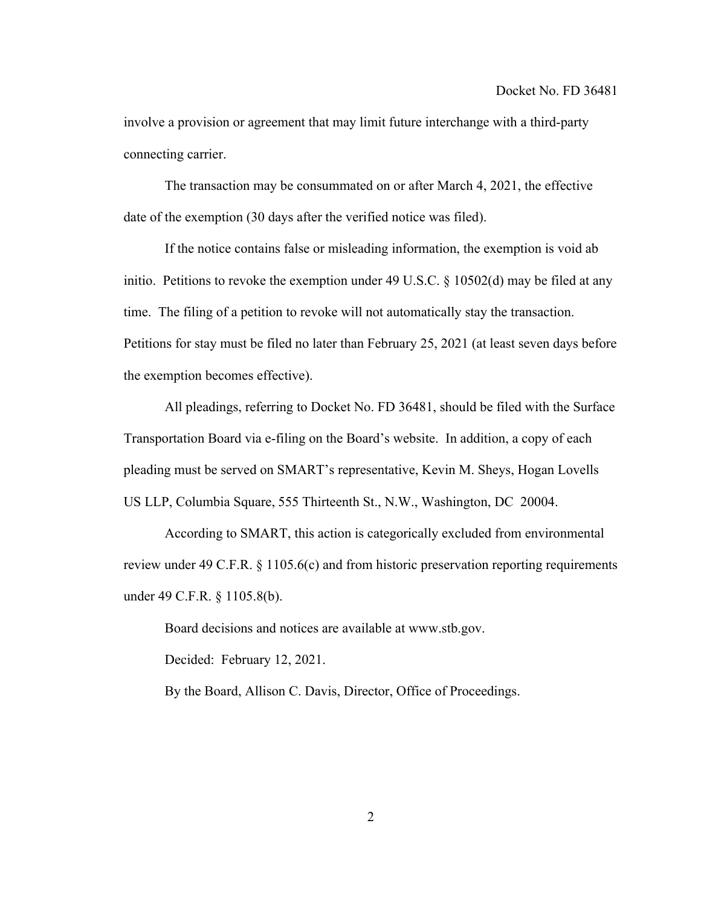involve a provision or agreement that may limit future interchange with a third-party connecting carrier.

The transaction may be consummated on or after March 4, 2021, the effective date of the exemption (30 days after the verified notice was filed).

If the notice contains false or misleading information, the exemption is void ab initio. Petitions to revoke the exemption under 49 U.S.C. § 10502(d) may be filed at any time. The filing of a petition to revoke will not automatically stay the transaction. Petitions for stay must be filed no later than February 25, 2021 (at least seven days before the exemption becomes effective).

All pleadings, referring to Docket No. FD 36481, should be filed with the Surface Transportation Board via e-filing on the Board's website. In addition, a copy of each pleading must be served on SMART's representative, Kevin M. Sheys, Hogan Lovells US LLP, Columbia Square, 555 Thirteenth St., N.W., Washington, DC 20004.

According to SMART, this action is categorically excluded from environmental review under 49 C.F.R. § 1105.6(c) and from historic preservation reporting requirements under 49 C.F.R. § 1105.8(b).

Board decisions and notices are available at www.stb.gov.

Decided: February 12, 2021.

By the Board, Allison C. Davis, Director, Office of Proceedings.